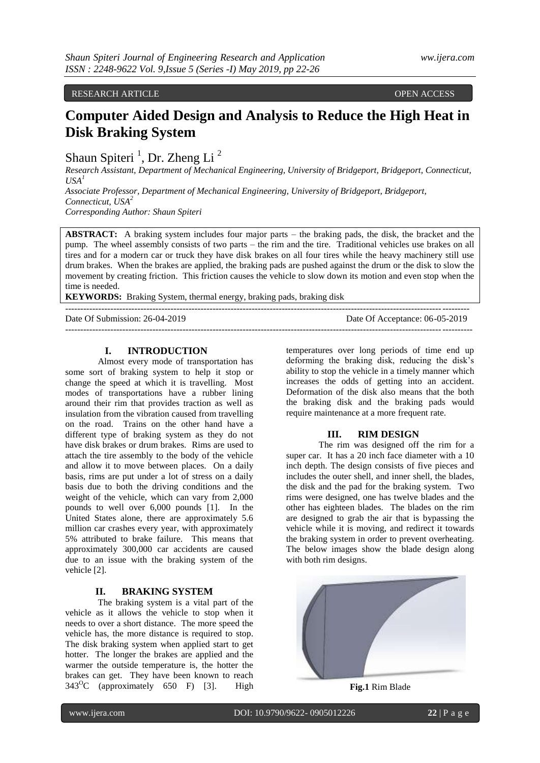RESEARCH ARTICLE OPEN ACCESS

# Computer Aided Design and Analysis to Reduce the High Heat in Disk Braking System

Shaun Spiteri [1], Dr. Zheng Li [2]

*Research Assistant, Department of Mechanical Engineering, University of Bridgeport, Bridgeport, Connecticut, USA[1]*

*Associate Professor, Department of Mechanical Engineering, University of Bridgeport, Bridgeport, Connecticut, USA[2]*

*Corresponding Author: Shaun Spiteri*

**ABSTRACT:** A braking system includes four major parts – the braking pads, the disk, the bracket and the pump. The wheel assembly consists of two parts – the rim and the tire. Traditional vehicles use brakes on all tires and for a modern car or truck they have disk brakes on all four tires while the heavy machinery still use drum brakes. When the brakes are applied, the braking pads are pushed against the drum or the disk to slow the movement by creating friction. This friction causes the vehicle to slow down its motion and even stop when the time is needed.

**KEYWORDS:** Braking System, thermal energy, braking pads, braking disk

---

Date Of Submission: 26-04-2019 Date Of Acceptance: 06-05-2019

---

## I. INTRODUCTION

Almost every mode of transportation has some sort of braking system to help it stop or change the speed at which it is travelling. Most modes of transportations have a rubber lining around their rim that provides traction as well as insulation from the vibration caused from travelling on the road. Trains on the other hand have a different type of braking system as they do not have disk brakes or drum brakes. Rims are used to attach the tire assembly to the body of the vehicle and allow it to move between places. On a daily basis, rims are put under a lot of stress on a daily basis due to both the driving conditions and the weight of the vehicle, which can vary from 2,000 pounds to well over 6,000 pounds [1]. In the United States alone, there are approximately 5.6 million car crashes every year, with approximately 5% attributed to brake failure. This means that approximately 300,000 car accidents are caused due to an issue with the braking system of the vehicle [2].

## II. BRAKING SYSTEM

The braking system is a vital part of the vehicle as it allows the vehicle to stop when it needs to over a short distance. The more speed the vehicle has, the more distance is required to stop. The disk braking system when applied start to get hotter. The longer the brakes are applied and the warmer the outside temperature is, the hotter the brakes can get. They have been known to reach $343^{O}C$ (approximately 650 F) [3]. High temperatures over long periods of time end up deforming the braking disk, reducing the disk's ability to stop the vehicle in a timely manner which increases the odds of getting into an accident. Deformation of the disk also means that the both the braking disk and the braking pads would require maintenance at a more frequent rate.

## III. RIM DESIGN

The rim was designed off the rim for a super car. It has a 20 inch face diameter with a 10 inch depth. The design consists of five pieces and includes the outer shell, and inner shell, the blades, the disk and the pad for the braking system. Two rims were designed, one has twelve blades and the other has eighteen blades. The blades on the rim are designed to grab the air that is bypassing the vehicle while it is moving, and redirect it towards the braking system in order to prevent overheating. The below images show the blade design along with both rim designs.

**Fig.1** Rim Blade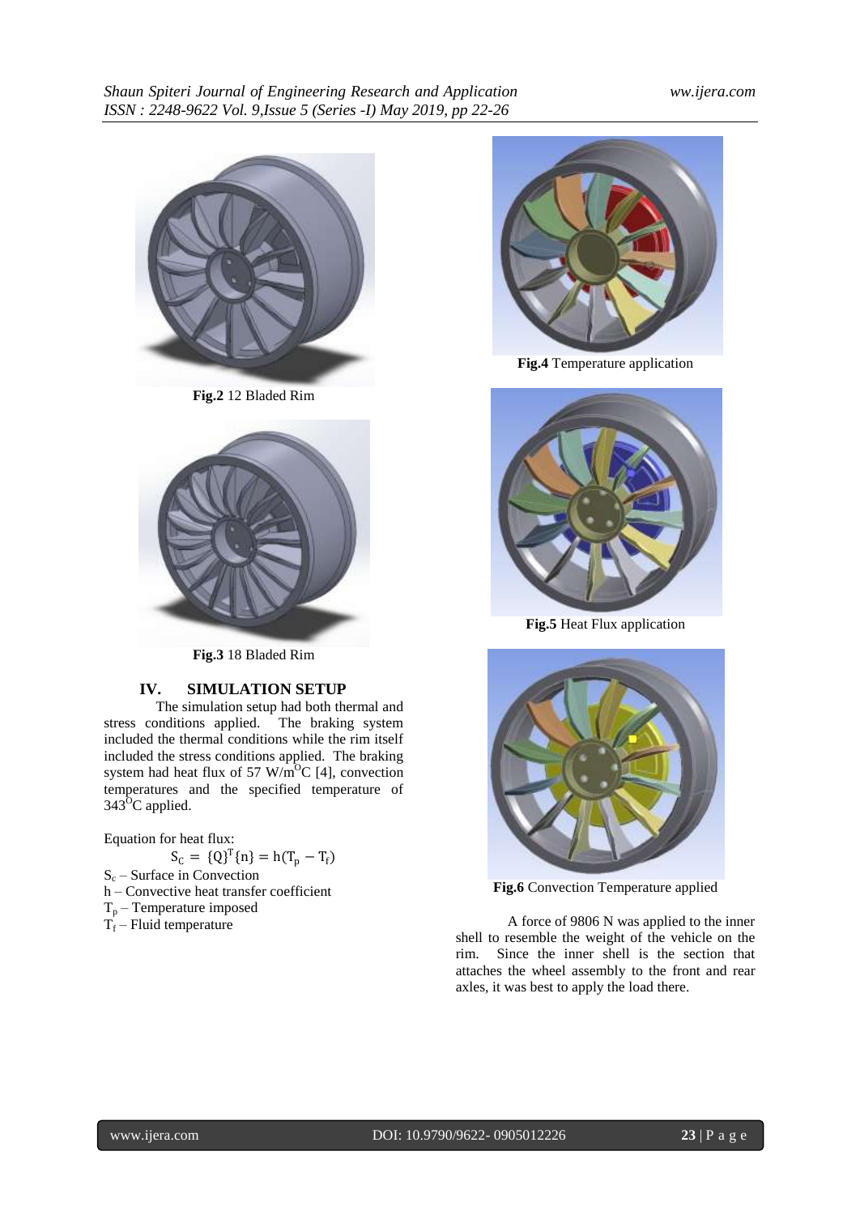**Fig.2** 12 Bladed Rim

**Fig.3** 18 Bladed Rim

## IV. SIMULATION SETUP

The simulation setup had both thermal and stress conditions applied. The braking system included the thermal conditions while the rim itself included the stress conditions applied. The braking system had heat flux of 57 W/m$^{O}$C [4], convection temperatures and the specified temperature of 343$^{O}$C applied.

Equation for heat flux:

$$S_C = \{Q\}^T\{n\} = h(T_p - T_f)$$

$S_c$ – Surface in Convection
h – Convective heat transfer coefficient
$T_p$ – Temperature imposed
$T_f$ – Fluid temperature

**Fig.4** Temperature application

**Fig.5** Heat Flux application

**Fig.6** Convection Temperature applied

A force of 9806 N was applied to the inner shell to resemble the weight of the vehicle on the rim. Since the inner shell is the section that attaches the wheel assembly to the front and rear axles, it was best to apply the load there.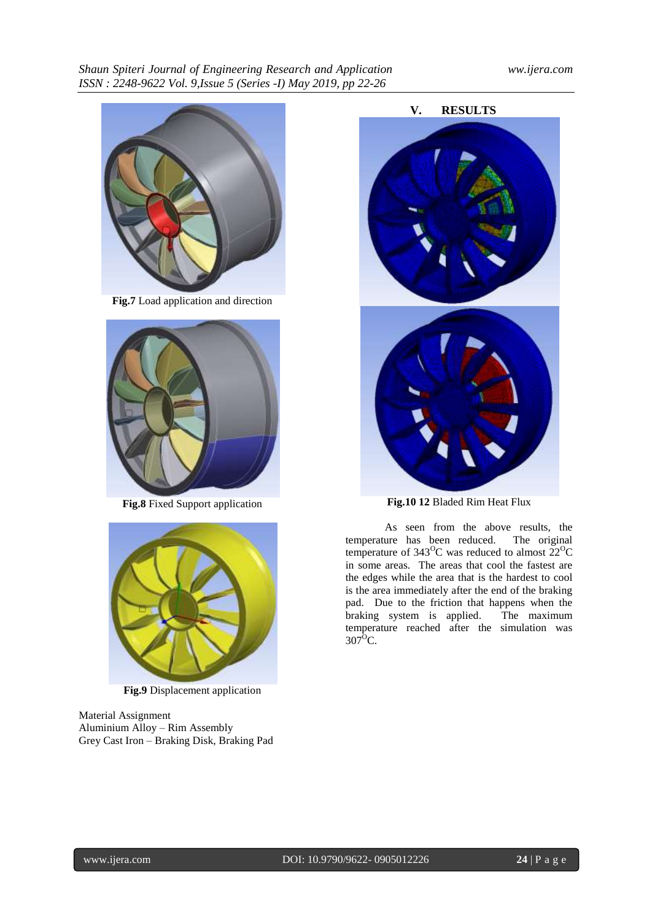Fig.7 Load application and direction

Fig.8 Fixed Support application

Fig.9 Displacement application

Material Assignment
Aluminium Alloy – Rim Assembly
Grey Cast Iron – Braking Disk, Braking Pad

## V. RESULTS

Fig.10 12 Bladed Rim Heat Flux

As seen from the above results, the temperature has been reduced. The original temperature of 343$^{O}$C was reduced to almost 22$^{O}$C in some areas. The areas that cool the fastest are the edges while the area that is the hardest to cool is the area immediately after the end of the braking pad. Due to the friction that happens when the braking system is applied. The maximum temperature reached after the simulation was 307$^{O}$C.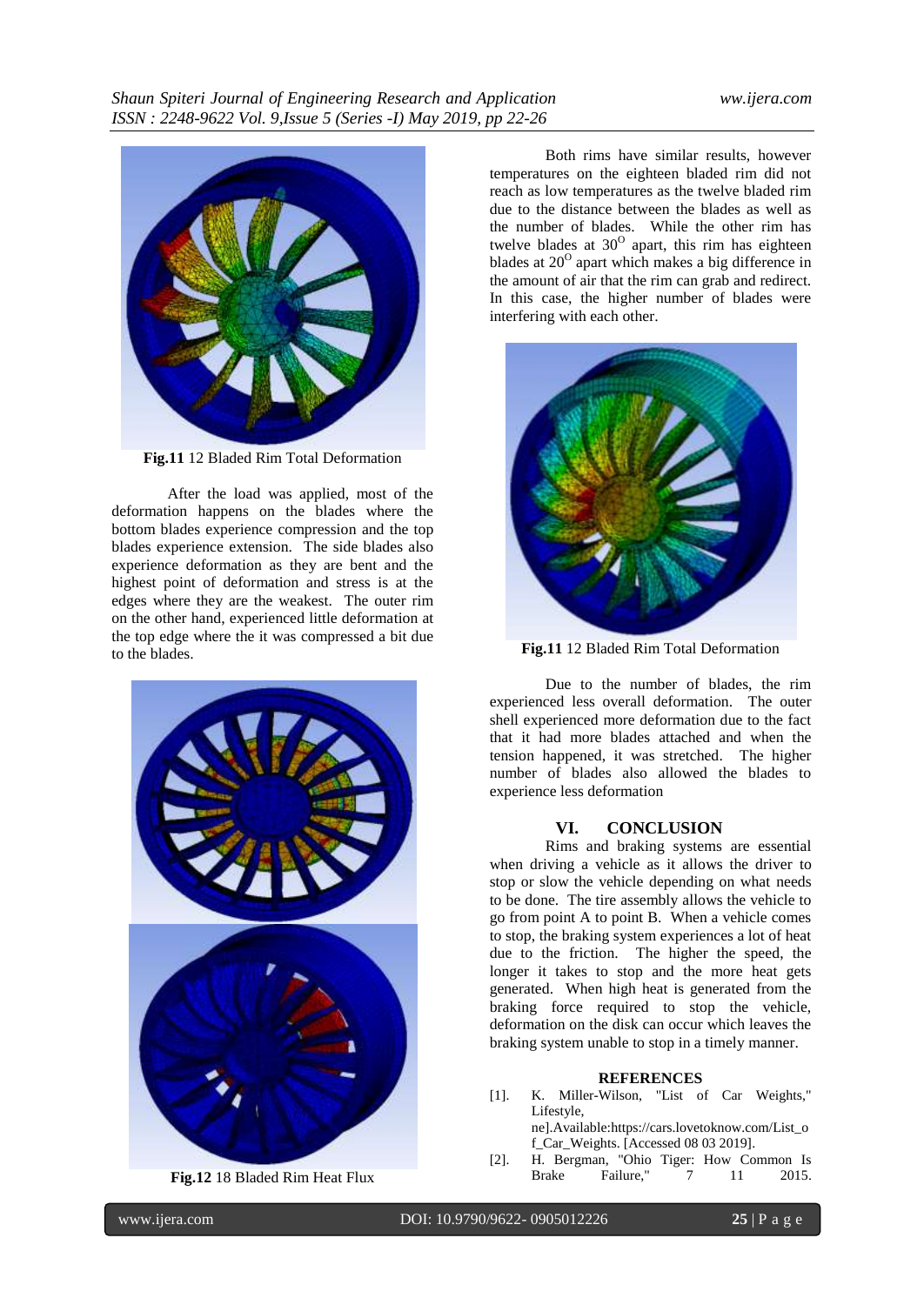**Fig.11** 12 Bladed Rim Total Deformation

After the load was applied, most of the deformation happens on the blades where the bottom blades experience compression and the top blades experience extension. The side blades also experience deformation as they are bent and the highest point of deformation and stress is at the edges where they are the weakest. The outer rim on the other hand, experienced little deformation at the top edge where the it was compressed a bit due to the blades.

**Fig.12** 18 Bladed Rim Heat Flux

Both rims have similar results, however temperatures on the eighteen bladed rim did not reach as low temperatures as the twelve bladed rim due to the distance between the blades as well as the number of blades. While the other rim has twelve blades at $30^{O}$ apart, this rim has eighteen blades at $20^{O}$ apart which makes a big difference in the amount of air that the rim can grab and redirect. In this case, the higher number of blades were interfering with each other.

**Fig.11** 12 Bladed Rim Total Deformation

Due to the number of blades, the rim experienced less overall deformation. The outer shell experienced more deformation due to the fact that it had more blades attached and when the tension happened, it was stretched. The higher number of blades also allowed the blades to experience less deformation

## VI. CONCLUSION

Rims and braking systems are essential when driving a vehicle as it allows the driver to stop or slow the vehicle depending on what needs to be done. The tire assembly allows the vehicle to go from point A to point B. When a vehicle comes to stop, the braking system experiences a lot of heat due to the friction. The higher the speed, the longer it takes to stop and the more heat gets generated. When high heat is generated from the braking force required to stop the vehicle, deformation on the disk can occur which leaves the braking system unable to stop in a timely manner.

### REFERENCES

[1]. K. Miller-Wilson, "List of Car Weights," Lifestyle, ne].Available:https://cars.lovetoknow.com/List_of_Car_Weights. [Accessed 08 03 2019].

[2]. H. Bergman, "Ohio Tiger: How Common Is Brake Failure," 7 11 2015.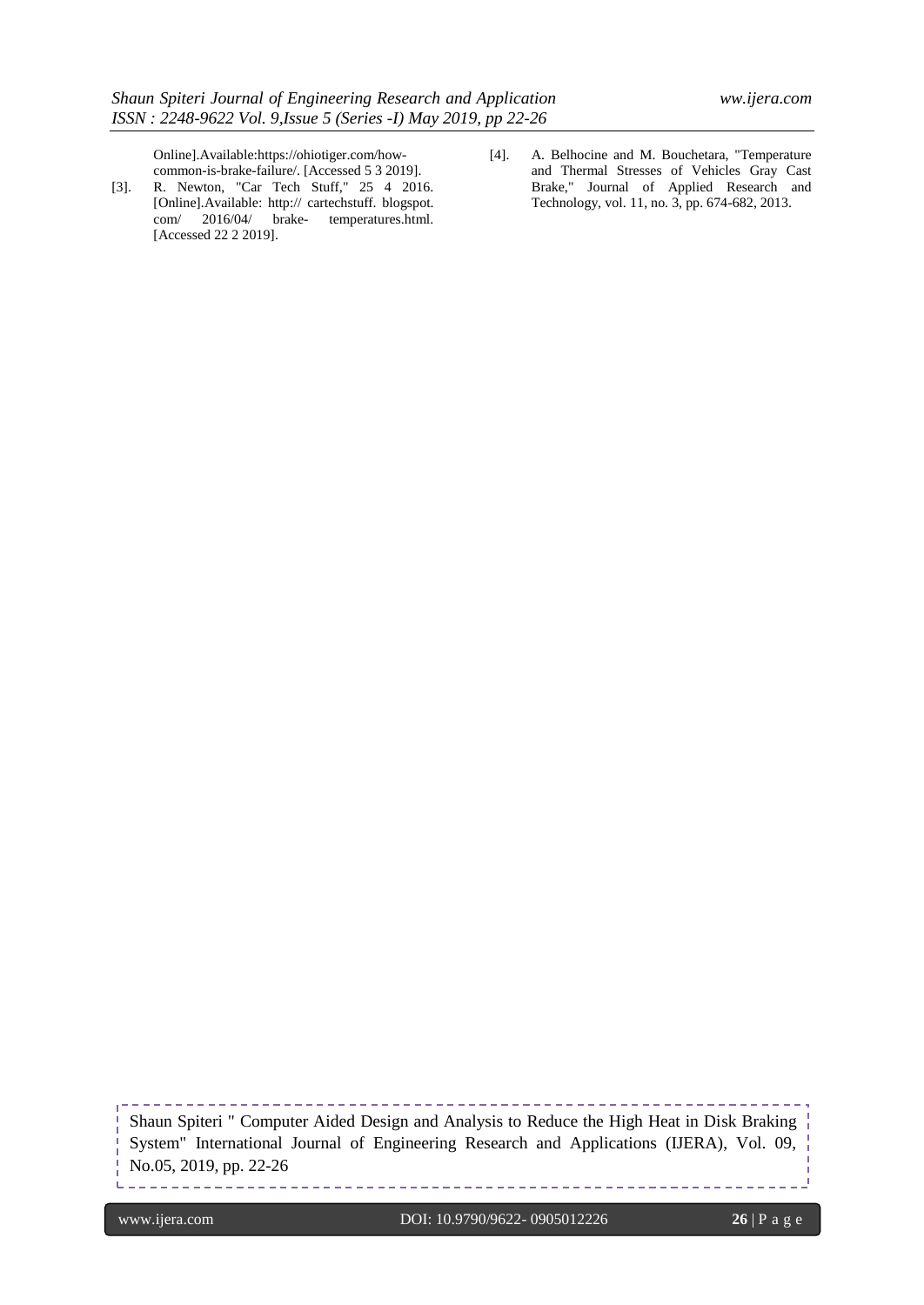Online].Available:https://ohiotiger.com/how-common-is-brake-failure/. [Accessed 5 3 2019].

[3]. R. Newton, "Car Tech Stuff," 25 4 2016. [Online].Available: http:// cartechstuff. blogspot. com/ 2016/04/ brake- temperatures.html. [Accessed 22 2 2019].

[4]. A. Belhocine and M. Bouchetara, "Temperature and Thermal Stresses of Vehicles Gray Cast Brake," Journal of Applied Research and Technology, vol. 11, no. 3, pp. 674-682, 2013.

Shaun Spiteri " Computer Aided Design and Analysis to Reduce the High Heat in Disk Braking System" International Journal of Engineering Research and Applications (IJERA), Vol. 09, No.05, 2019, pp. 22-26